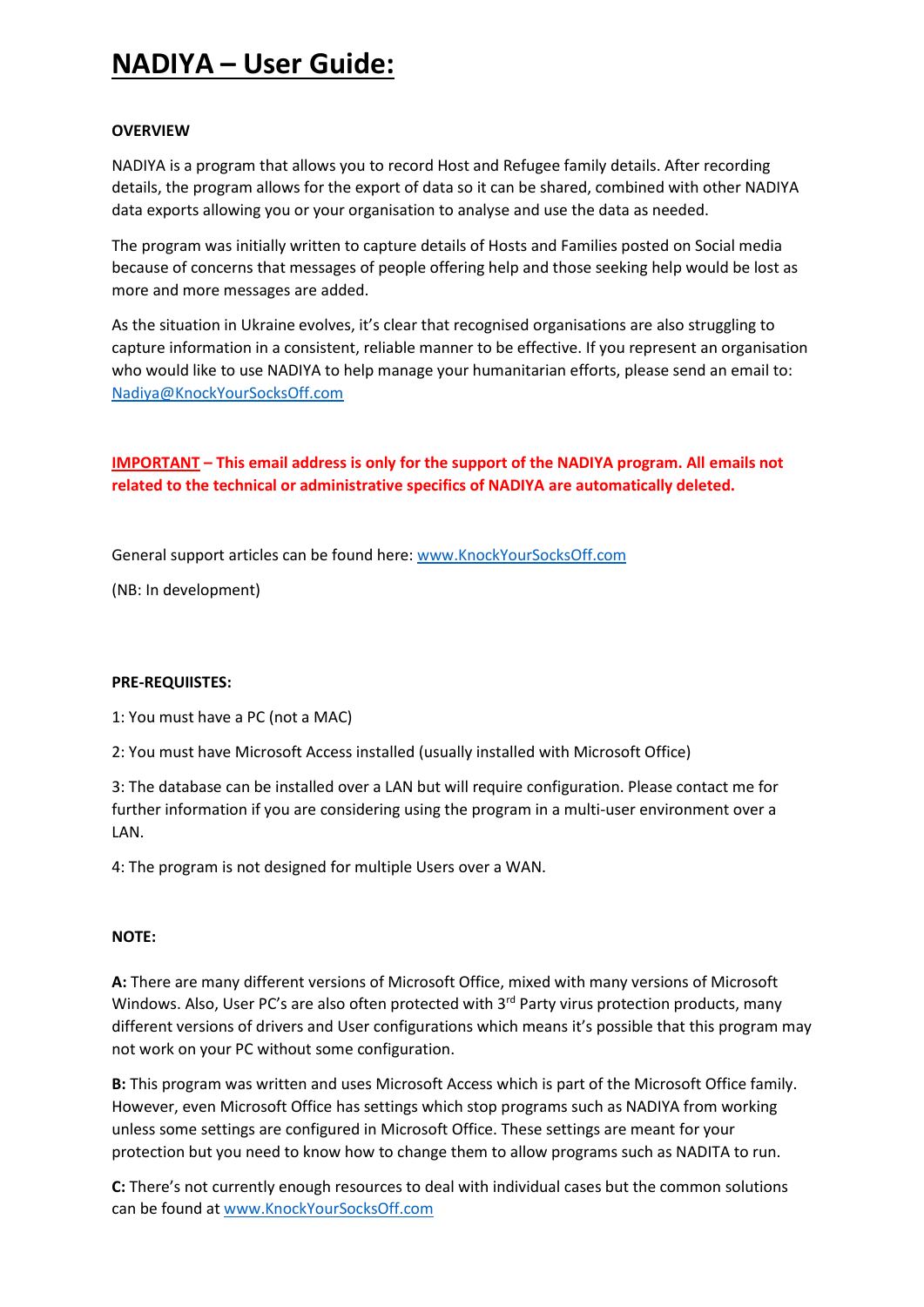# NADIYA – User Guide:

**OVERVIEW**

NADIYA is a program that allows you to record Host and Refugee family details. After recording details, the program allows for the export of data so it can be shared, combined with other NADIYA data exports allowing you or your organisation to analyse and use the data as needed.

The program was initially written to capture details of Hosts and Families posted on Social media because of concerns that messages of people offering help and those seeking help would be lost as more and more messages are added.

As the situation in Ukraine evolves, it's clear that recognised organisations are also struggling to capture information in a consistent, reliable manner to be effective. If you represent an organisation who would like to use NADIYA to help manage your humanitarian efforts, please send an email to: Nadiya@KnockYourSocksOff.com

**IMPORTANT – This email address is only for the support of the NADIYA program. All emails not related to the technical or administrative specifics of NADIYA are automatically deleted.**

General support articles can be found here: www.KnockYourSocksOff.com

(NB: In development)

**PRE-REQUIISTES:**

1: You must have a PC (not a MAC)

2: You must have Microsoft Access installed (usually installed with Microsoft Office)

3: The database can be installed over a LAN but will require configuration. Please contact me for further information if you are considering using the program in a multi-user environment over a LAN.

4: The program is not designed for multiple Users over a WAN.

**NOTE:**

**A:** There are many different versions of Microsoft Office, mixed with many versions of Microsoft Windows. Also, User PC's are also often protected with 3rd Party virus protection products, many different versions of drivers and User configurations which means it's possible that this program may not work on your PC without some configuration.

**B:** This program was written and uses Microsoft Access which is part of the Microsoft Office family. However, even Microsoft Office has settings which stop programs such as NADIYA from working unless some settings are configured in Microsoft Office. These settings are meant for your protection but you need to know how to change them to allow programs such as NADITA to run.

**C:** There's not currently enough resources to deal with individual cases but the common solutions can be found at www.KnockYourSocksOff.com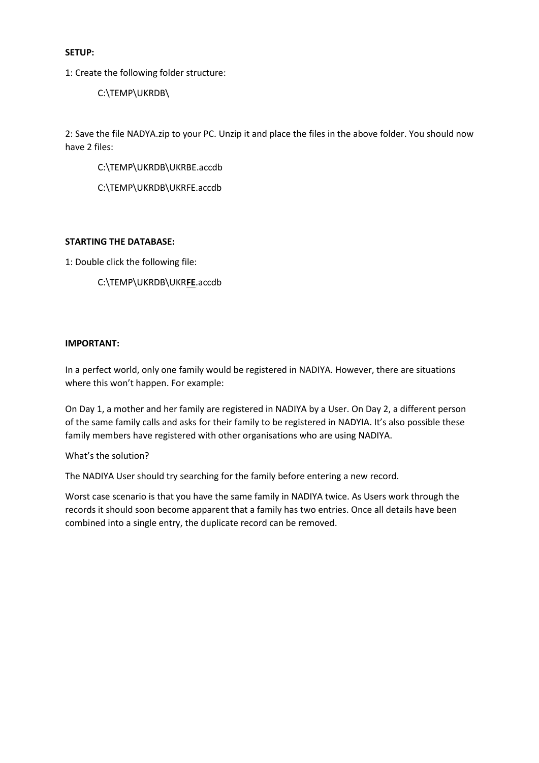**SETUP:**

1: Create the following folder structure:

C:\TEMP\UKRDB\

2: Save the file NADYA.zip to your PC. Unzip it and place the files in the above folder. You should now have 2 files:

C:\TEMP\UKRDB\UKRBE.accdb

C:\TEMP\UKRDB\UKRFE.accdb

**STARTING THE DATABASE:**

1: Double click the following file:

C:\TEMP\UKRDB\UKR**FE**.accdb

**IMPORTANT:**

In a perfect world, only one family would be registered in NADIYA. However, there are situations where this won't happen. For example:

On Day 1, a mother and her family are registered in NADIYA by a User. On Day 2, a different person of the same family calls and asks for their family to be registered in NADYIA. It's also possible these family members have registered with other organisations who are using NADIYA.

What's the solution?

The NADIYA User should try searching for the family before entering a new record.

Worst case scenario is that you have the same family in NADIYA twice. As Users work through the records it should soon become apparent that a family has two entries. Once all details have been combined into a single entry, the duplicate record can be removed.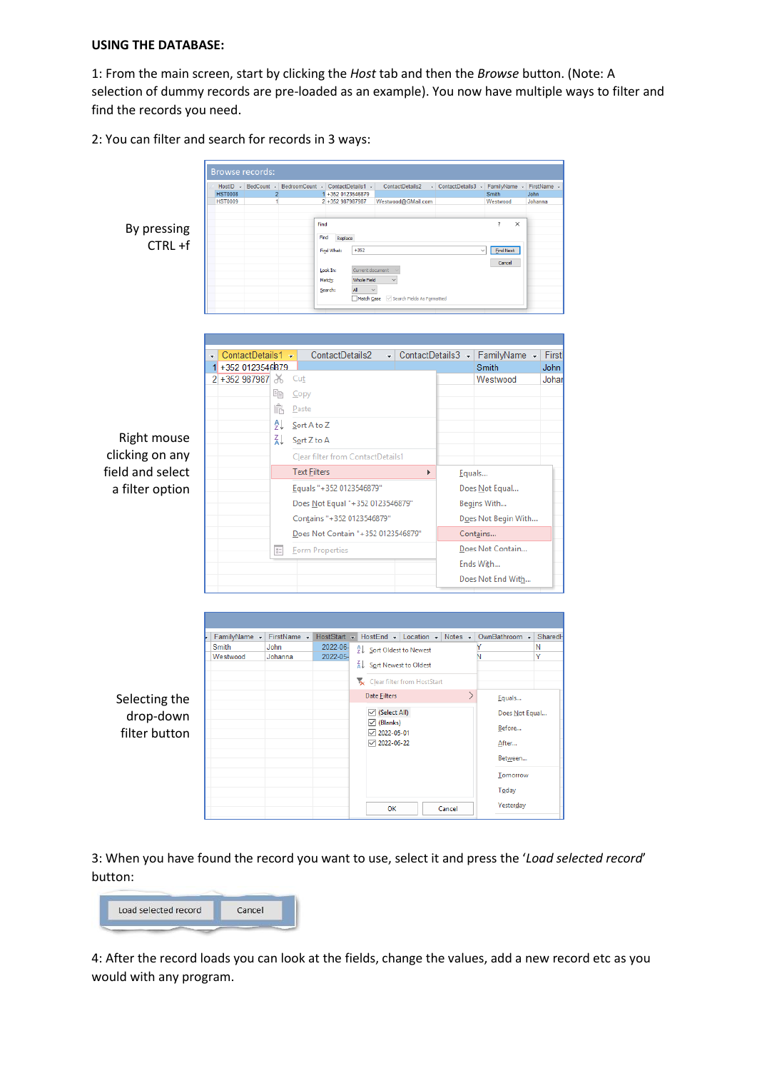**USING THE DATABASE:**

1: From the main screen, start by clicking the *Host* tab and then the *Browse* button. (Note: A selection of dummy records are pre-loaded as an example). You now have multiple ways to filter and find the records you need.

2: You can filter and search for records in 3 ways:

By pressing CTRL +f

Right mouse clicking on any field and select a filter option

Selecting the drop-down filter button

3: When you have found the record you want to use, select it and press the '*Load selected record*' button:

4: After the record loads you can look at the fields, change the values, add a new record etc as you would with any program.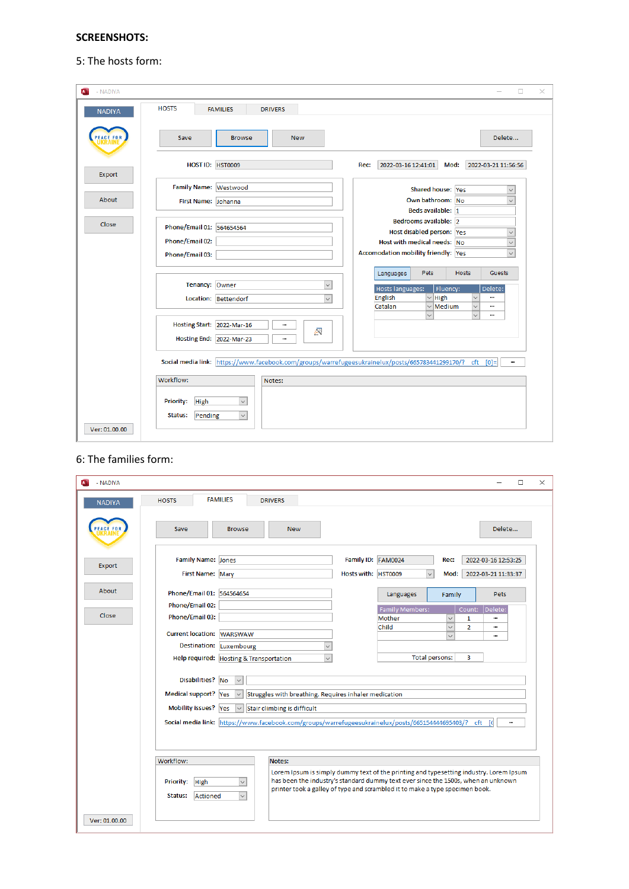**SCREENSHOTS:**

5: The hosts form:

- NADIYA

NADIYA

PEACE FOR UKRAINE

Export

About

Close

Ver: 01.00.00

HOSTS | FAMILIES | DRIVERS

Save | Browse | New | Delete...

HOST ID: HST0009 Rec: 2022-03-16 12:41:01 Mod: 2022-03-21 11:56:56

Family Name: Westwood

First Name: Johanna

Phone/Email 01: 564654564

Phone/Email 02:

Phone/Email 03:

Tenancy: Owner

Location: Bettendorf

Hosting Start: 2022-Mar-16

Hosting End: 2022-Mar-23

Shared house: Yes

Own bathroom: No

Beds available: 1

Bedrooms available: 2

Host disabled person: Yes

Host with medical needs: No

Accomodation mobility friendly: Yes

Languages | Pets | Hosts | Guests

| Hosts languages: | Fluency: | Delete: |
|---|---|---|
| English | High | ... |
| Catalan | Medium | ... |
| | | ... |

Social media link: https://www.facebook.com/groups/warrefugeesukrainelux/posts/665783441299170/? cft [0]=

Workflow:

Priority: High

Status: Pending

Notes:

6: The families form:

- NADIYA

NADIYA

PEACE FOR UKRAINE

Export

About

Close

Ver: 01.00.00

HOSTS | FAMILIES | DRIVERS

Save | Browse | New | Delete...

Family Name: Jones Family ID: FAM0024 Rec: 2022-03-16 12:53:25

First Name: Mary Hosts with: HST0009 Mod: 2022-03-21 11:33:37

Phone/Email 01: 564564654

Phone/Email 02:

Phone/Email 03:

Current location: WARSWAW

Destination: Luxembourg

Help required: Hosting & Transportation

Languages | Family | Pets

| Family Members: | Count: | Delete: |
|---|---|---|
| Mother | 1 | ... |
| Child | 2 | ... |
| | | ... |

Total persons: 3

Disabilities? No

Medical support? Yes Struggles with breathing. Requires inhaler medication

Mobility issues? Yes Stair climbing is difficult

Social media link: https://www.facebook.com/groups/warrefugeesukrainelux/posts/665154444695403/? cft [(

Workflow:

Priority: High

Status: Actioned

Notes:

Lorem Ipsum is simply dummy text of the printing and typesetting industry. Lorem Ipsum has been the industry's standard dummy text ever since the 1500s, when an unknown printer took a galley of type and scrambled it to make a type specimen book.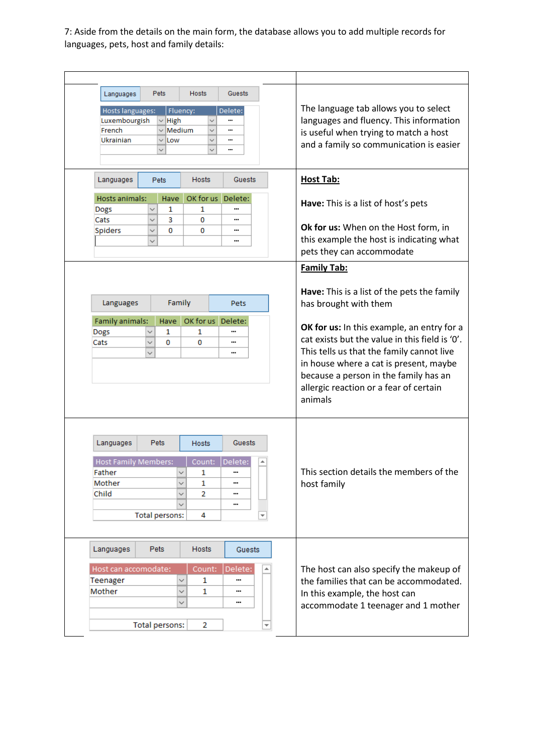7: Aside from the details on the main form, the database allows you to add multiple records for languages, pets, host and family details:

| | |
|---|---|
| Languages \| Pets \| Hosts \| Guests<br><br>Hosts languages: \| Fluency: \| Delete:<br>Luxembourgish \| High \| ...<br>French \| Medium \| ...<br>Ukrainian \| Low \| ... | The language tab allows you to select languages and fluency. This information is useful when trying to match a host and a family so communication is easier |
| Languages \| Pets \| Hosts \| Guests<br><br>Hosts animals: \| Have \| OK for us \| Delete:<br>Dogs \| 1 \| 1 \| ...<br>Cats \| 3 \| 0 \| ...<br>Spiders \| 0 \| 0 \| ... | **<u>Host Tab:</u>**<br><br>**Have:** This is a list of host's pets<br><br>**Ok for us:** When on the Host form, in this example the host is indicating what pets they can accommodate |
| Languages \| Family \| Pets<br><br>Family animals: \| Have \| OK for us \| Delete:<br>Dogs \| 1 \| 1 \| ...<br>Cats \| 0 \| 0 \| ... | **<u>Family Tab:</u>**<br><br>**Have:** This is a list of the pets the family has brought with them<br><br>**OK for us:** In this example, an entry for a cat exists but the value in this field is '0'. This tells us that the family cannot live in house where a cat is present, maybe because a person in the family has an allergic reaction or a fear of certain animals |
| Languages \| Pets \| Hosts \| Guests<br><br>Host Family Members: \| Count: \| Delete:<br>Father \| 1 \| ...<br>Mother \| 1 \| ...<br>Child \| 2 \| ...<br>Total persons: \| 4 | This section details the members of the host family |
| Languages \| Pets \| Hosts \| Guests<br><br>Host can accomodate: \| Count: \| Delete:<br>Teenager \| 1 \| ...<br>Mother \| 1 \| ...<br>Total persons: \| 2 | The host can also specify the makeup of the families that can be accommodated. In this example, the host can accommodate 1 teenager and 1 mother |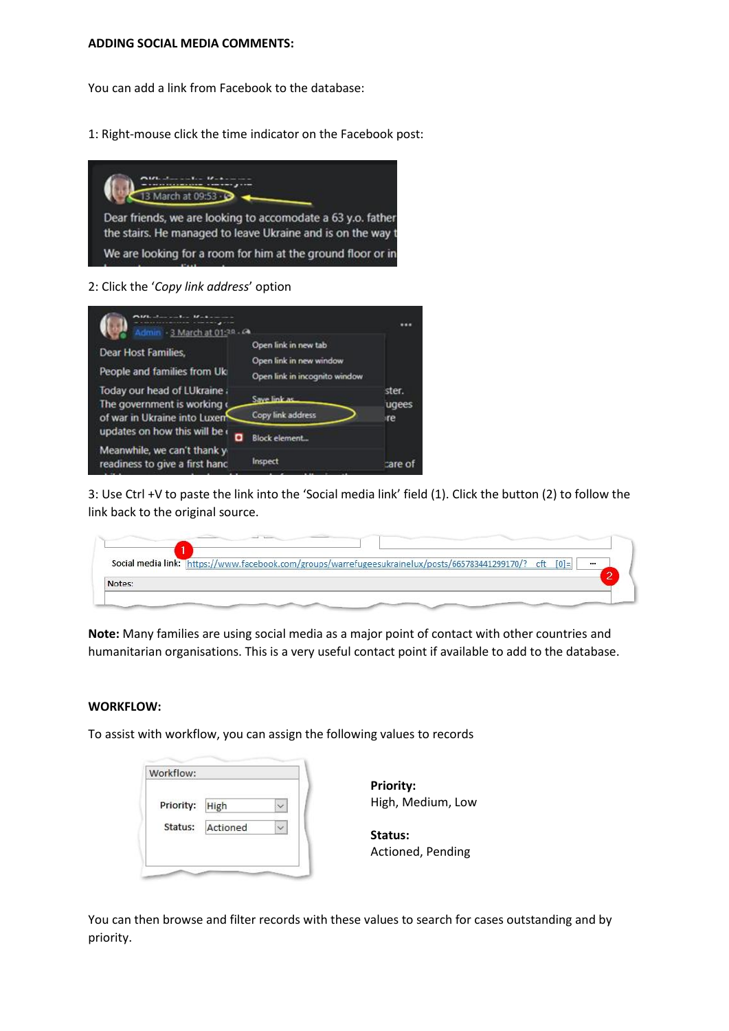**ADDING SOCIAL MEDIA COMMENTS:**

You can add a link from Facebook to the database:

1: Right-mouse click the time indicator on the Facebook post:

2: Click the '*Copy link address*' option

3: Use Ctrl +V to paste the link into the 'Social media link' field (1). Click the button (2) to follow the link back to the original source.

**Note:** Many families are using social media as a major point of contact with other countries and humanitarian organisations. This is a very useful contact point if available to add to the database.

**WORKFLOW:**

To assist with workflow, you can assign the following values to records

**Priority:**
High, Medium, Low

**Status:**
Actioned, Pending

You can then browse and filter records with these values to search for cases outstanding and by priority.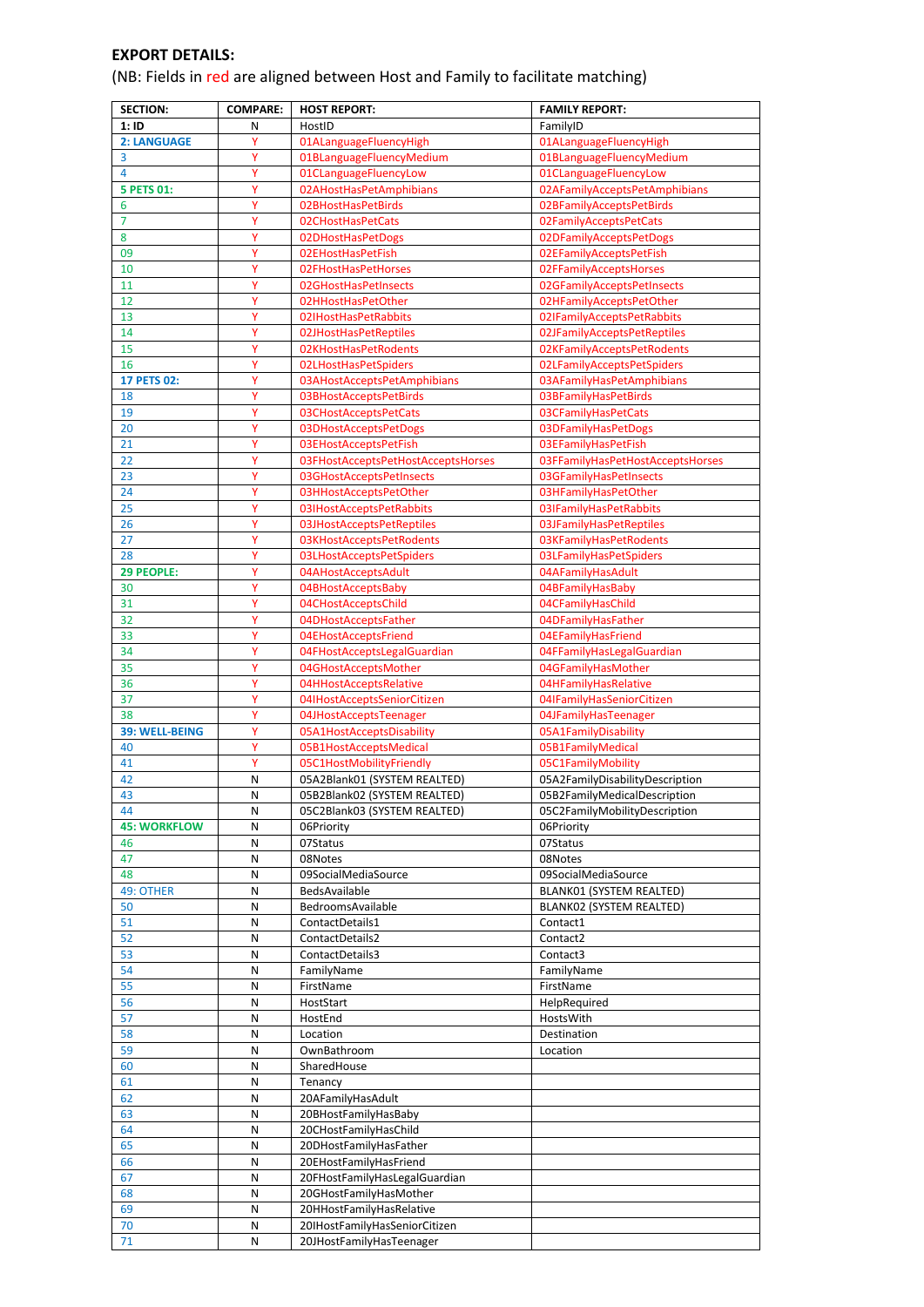**EXPORT DETAILS:**

(NB: Fields in red are aligned between Host and Family to facilitate matching)

| SECTION: | COMPARE: | HOST REPORT: | FAMILY REPORT: |
|---|---|---|---|
| **1: ID** | N | HostID | FamilyID |
| **2: LANGUAGE** | Y | 01ALanguageFluencyHigh | 01ALanguageFluencyHigh |
| 3 | Y | 01BLanguageFluencyMedium | 01BLanguageFluencyMedium |
| 4 | Y | 01CLanguageFluencyLow | 01CLanguageFluencyLow |
| **5 PETS 01:** | Y | 02AHostHasPetAmphibians | 02AFamilyAcceptsPetAmphibians |
| 6 | Y | 02BHostHasPetBirds | 02BFamilyAcceptsPetBirds |
| 7 | Y | 02CHostHasPetCats | 02FamilyAcceptsPetCats |
| 8 | Y | 02DHostHasPetDogs | 02DFamilyAcceptsPetDogs |
| 09 | Y | 02EHostHasPetFish | 02EFamilyAcceptsPetFish |
| 10 | Y | 02FHostHasPetHorses | 02FFamilyAcceptsHorses |
| 11 | Y | 02GHostHasPetInsects | 02GFamilyAcceptsPetInsects |
| 12 | Y | 02HHostHasPetOther | 02HFamilyAcceptsPetOther |
| 13 | Y | 02IHostHasPetRabbits | 02IFamilyAcceptsPetRabbits |
| 14 | Y | 02JHostHasPetReptiles | 02JFamilyAcceptsPetReptiles |
| 15 | Y | 02KHostHasPetRodents | 02KFamilyAcceptsPetRodents |
| 16 | Y | 02LHostHasPetSpiders | 02LFamilyAcceptsPetSpiders |
| **17 PETS 02:** | Y | 03AHostAcceptsPetAmphibians | 03AFamilyHasPetAmphibians |
| 18 | Y | 03BHostAcceptsPetBirds | 03BFamilyHasPetBirds |
| 19 | Y | 03CHostAcceptsPetCats | 03CFamilyHasPetCats |
| 20 | Y | 03DHostAcceptsPetDogs | 03DFamilyHasPetDogs |
| 21 | Y | 03EHostAcceptsPetFish | 03EFamilyHasPetFish |
| 22 | Y | 03FHostAcceptsPetHostAcceptsHorses | 03FFamilyHasPetHostAcceptsHorses |
| 23 | Y | 03GHostAcceptsPetInsects | 03GFamilyHasPetInsects |
| 24 | Y | 03HHostAcceptsPetOther | 03HFamilyHasPetOther |
| 25 | Y | 03IHostAcceptsPetRabbits | 03IFamilyHasPetRabbits |
| 26 | Y | 03JHostAcceptsPetReptiles | 03JFamilyHasPetReptiles |
| 27 | Y | 03KHostAcceptsPetRodents | 03KFamilyHasPetRodents |
| 28 | Y | 03LHostAcceptsPetSpiders | 03LFamilyHasPetSpiders |
| **29 PEOPLE:** | Y | 04AHostAcceptsAdult | 04AFamilyHasAdult |
| 30 | Y | 04BHostAcceptsBaby | 04BFamilyHasBaby |
| 31 | Y | 04CHostAcceptsChild | 04CFamilyHasChild |
| 32 | Y | 04DHostAcceptsFather | 04DFamilyHasFather |
| 33 | Y | 04EHostAcceptsFriend | 04EFamilyHasFriend |
| 34 | Y | 04FHostAcceptsLegalGuardian | 04FFamilyHasLegalGuardian |
| 35 | Y | 04GHostAcceptsMother | 04GFamilyHasMother |
| 36 | Y | 04HHostAcceptsRelative | 04HFamilyHasRelative |
| 37 | Y | 04IHostAcceptsSeniorCitizen | 04IFamilyHasSeniorCitizen |
| 38 | Y | 04JHostAcceptsTeenager | 04JFamilyHasTeenager |
| **39: WELL-BEING** | Y | 05A1HostAcceptsDisability | 05A1FamilyDisability |
| 40 | Y | 05B1HostAcceptsMedical | 05B1FamilyMedical |
| 41 | Y | 05C1HostMobilityFriendly | 05C1FamilyMobility |
| 42 | N | 05A2Blank01 (SYSTEM REALTED) | 05A2FamilyDisabilityDescription |
| 43 | N | 05B2Blank02 (SYSTEM REALTED) | 05B2FamilyMedicalDescription |
| 44 | N | 05C2Blank03 (SYSTEM REALTED) | 05C2FamilyMobilityDescription |
| **45: WORKFLOW** | N | 06Priority | 06Priority |
| 46 | N | 07Status | 07Status |
| 47 | N | 08Notes | 08Notes |
| 48 | N | 09SocialMediaSource | 09SocialMediaSource |
| 49: OTHER | N | BedsAvailable | BLANK01 (SYSTEM REALTED) |
| 50 | N | BedroomsAvailable | BLANK02 (SYSTEM REALTED) |
| 51 | N | ContactDetails1 | Contact1 |
| 52 | N | ContactDetails2 | Contact2 |
| 53 | N | ContactDetails3 | Contact3 |
| 54 | N | FamilyName | FamilyName |
| 55 | N | FirstName | FirstName |
| 56 | N | HostStart | HelpRequired |
| 57 | N | HostEnd | HostsWith |
| 58 | N | Location | Destination |
| 59 | N | OwnBathroom | Location |
| 60 | N | SharedHouse | |
| 61 | N | Tenancy | |
| 62 | N | 20AFamilyHasAdult | |
| 63 | N | 20BHostFamilyHasBaby | |
| 64 | N | 20CHostFamilyHasChild | |
| 65 | N | 20DHostFamilyHasFather | |
| 66 | N | 20EHostFamilyHasFriend | |
| 67 | N | 20FHostFamilyHasLegalGuardian | |
| 68 | N | 20GHostFamilyHasMother | |
| 69 | N | 20HHostFamilyHasRelative | |
| 70 | N | 20IHostFamilyHasSeniorCitizen | |
| 71 | N | 20JHostFamilyHasTeenager | |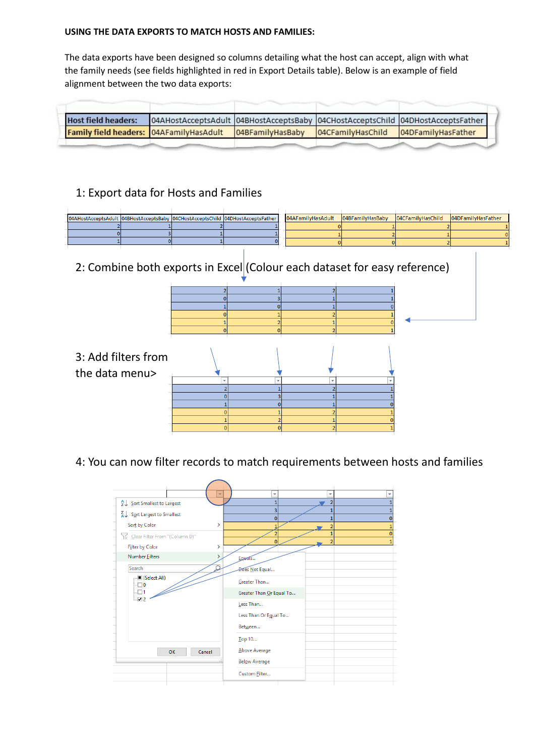**USING THE DATA EXPORTS TO MATCH HOSTS AND FAMILIES:**

The data exports have been designed so columns detailing what the host can accept, align with what the family needs (see fields highlighted in red in Export Details table). Below is an example of field alignment between the two data exports:

| **Host field headers:** | 04AHostAcceptsAdult | 04BHostAcceptsBaby | 04CHostAcceptsChild | 04DHostAcceptsFather |
|---|---|---|---|---|
| **Family field headers:** | 04AFamilyHasAdult | 04BFamilyHasBaby | 04CFamilyHasChild | 04DFamilyHasFather |

1: Export data for Hosts and Families

| 04AHostAcceptsAdult | 04BHostAcceptsBaby | 04CHostAcceptsChild | 04DHostAcceptsFather |
|---|---|---|---|
| 2 | 1 | 2 | 1 |
| 0 | 3 | 1 | 1 |
| 1 | 0 | 1 | 0 |

| 04AFamilyHasAdult | 04BFamilyHasBaby | 04CFamilyHasChild | 04DFamilyHasFather |
|---|---|---|---|
| 0 | 1 | 2 | 1 |
| 1 | 2 | 1 | 0 |
| 0 | 0 | 2 | 1 |

2: Combine both exports in Excel (Colour each dataset for easy reference)

| | | | |
|---|---|---|---|
| 2 | 1 | 2 | 1 |
| 0 | 3 | 1 | 1 |
| 1 | 0 | 1 | 0 |
| 0 | 1 | 2 | 1 |
| 1 | 2 | 1 | 0 |
| 0 | 0 | 2 | 1 |

3: Add filters from the data menu>

| | | | |
|---|---|---|---|
| 2 | 1 | 2 | 1 |
| 0 | 3 | 1 | 1 |
| 1 | 0 | 1 | 0 |
| 0 | 1 | 2 | 1 |
| 1 | 2 | 1 | 0 |
| 0 | 0 | 2 | 1 |

4: You can now filter records to match requirements between hosts and families

| | | |
|---|---|---|
| 1 | 2 | 1 |
| 3 | 1 | 1 |
| 0 | 1 | 0 |
| 1 | 2 | 1 |
| 2 | 1 | 0 |
| 0 | 2 | 1 |

- Sort Smallest to Largest
- Sort Largest to Smallest
- Sort by Color
- Clear Filter From "(Column D)"
- Filter by Color
- Number Filters
  - Equals...
  - Does Not Equal...
  - Greater Than...
  - Greater Than Or Equal To...
  - Less Than...
  - Less Than Or Equal To...
  - Between...
  - Top 10...
  - Above Average
  - Below Average
  - Custom Filter...
- Search
  - (Select All)
  - 0
  - 1
  - 2

OK | Cancel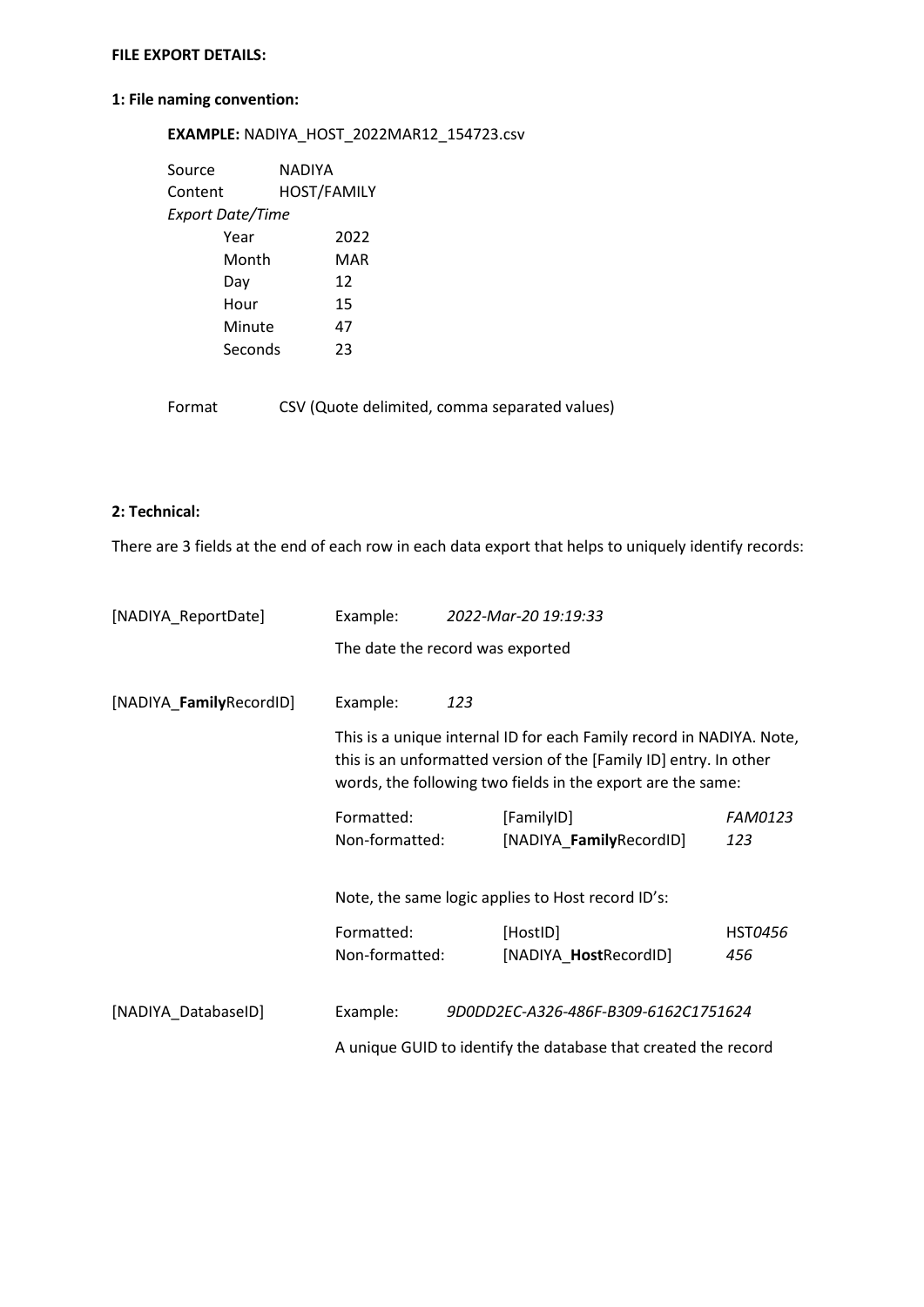**FILE EXPORT DETAILS:**

**1: File naming convention:**

**EXAMPLE:** NADIYA_HOST_2022MAR12_154723.csv

| | |
|---|---|
| Source | NADIYA |
| Content | HOST/FAMILY |
| *Export Date/Time* | |
| Year | 2022 |
| Month | MAR |
| Day | 12 |
| Hour | 15 |
| Minute | 47 |
| Seconds | 23 |

Format CSV (Quote delimited, comma separated values)

**2: Technical:**

There are 3 fields at the end of each row in each data export that helps to uniquely identify records:

[NADIYA_ReportDate] Example: *2022-Mar-20 19:19:33*

The date the record was exported

[NADIYA_**Family**RecordID] Example: *123*

This is a unique internal ID for each Family record in NADIYA. Note, this is an unformatted version of the [Family ID] entry. In other words, the following two fields in the export are the same:

| | | |
|---|---|---|
| Formatted: | [FamilyID] | *FAM0123* |
| Non-formatted: | [NADIYA_**Family**RecordID] | *123* |

Note, the same logic applies to Host record ID's:

| | | |
|---|---|---|
| Formatted: | [HostID] | HST*0456* |
| Non-formatted: | [NADIYA_**Host**RecordID] | *456* |

[NADIYA_DatabaseID] Example: *9D0DD2EC-A326-486F-B309-6162C1751624*

A unique GUID to identify the database that created the record